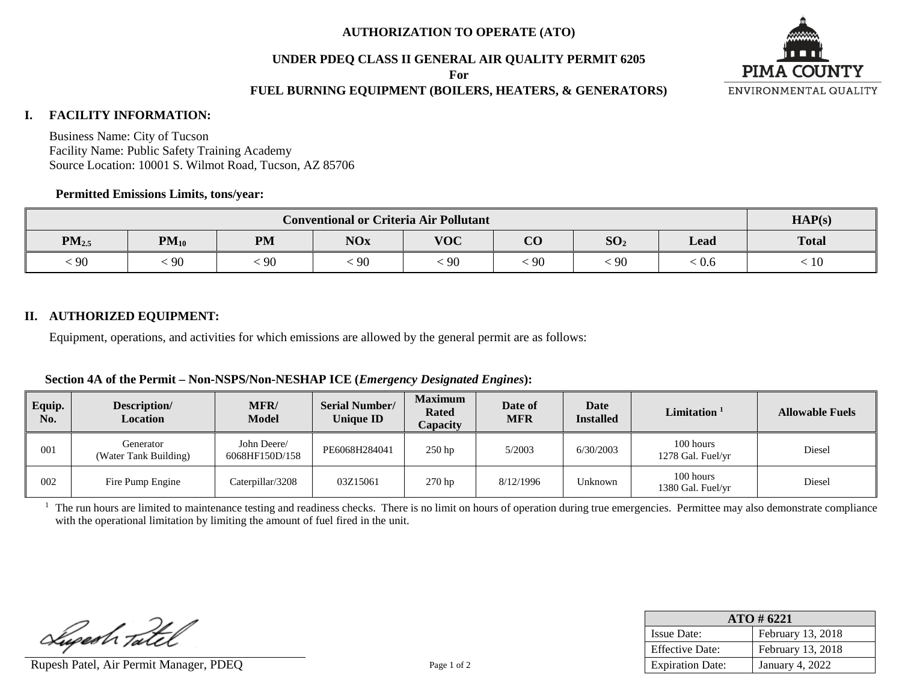# AUTHORIZATION TO OPERATE (ATO)

## UNDER PDEQ CLASS II GENERAL AIR QUALITY PERMIT 6205

**For**

## FUEL BURNING EQUIPMENT (BOILERS, HEATERS, & GENERATORS)

PIMA COUNTY
ENVIRONMENTAL QUALITY

### I. FACILITY INFORMATION:

Business Name: City of Tucson
Facility Name: Public Safety Training Academy
Source Location: 10001 S. Wilmot Road, Tucson, AZ 85706

**Permitted Emissions Limits, tons/year:**

| Conventional or Criteria Air Pollutant | | | | | | | | HAP(s) |
|---|---|---|---|---|---|---|---|---|
| $PM_{2.5}$ | $PM_{10}$ | PM | NOx | VOC | CO | $SO_2$ | Lead | Total |
| < 90 | < 90 | < 90 | < 90 | < 90 | < 90 | < 90 | < 0.6 | < 10 |

### II. AUTHORIZED EQUIPMENT:

Equipment, operations, and activities for which emissions are allowed by the general permit are as follows:

**Section 4A of the Permit – Non-NSPS/Non-NESHAP ICE (*Emergency Designated Engines*):**

| Equip. No. | Description/ Location | MFR/ Model | Serial Number/ Unique ID | Maximum Rated Capacity | Date of MFR | Date Installed | Limitation [1] | Allowable Fuels |
|---|---|---|---|---|---|---|---|---|
| 001 | Generator (Water Tank Building) | John Deere/ 6068HF150D/158 | PE6068H284041 | 250 hp | 5/2003 | 6/30/2003 | 100 hours 1278 Gal. Fuel/yr | Diesel |
| 002 | Fire Pump Engine | Caterpillar/3208 | 03Z15061 | 270 hp | 8/12/1996 | Unknown | 100 hours 1380 Gal. Fuel/yr | Diesel |

[1] The run hours are limited to maintenance testing and readiness checks. There is no limit on hours of operation during true emergencies. Permittee may also demonstrate compliance with the operational limitation by limiting the amount of fuel fired in the unit.

Rupesh Patel, Air Permit Manager, PDEQ

| ATO # 6221 | |
|---|---|
| Issue Date: | February 13, 2018 |
| Effective Date: | February 13, 2018 |
| Expiration Date: | January 4, 2022 |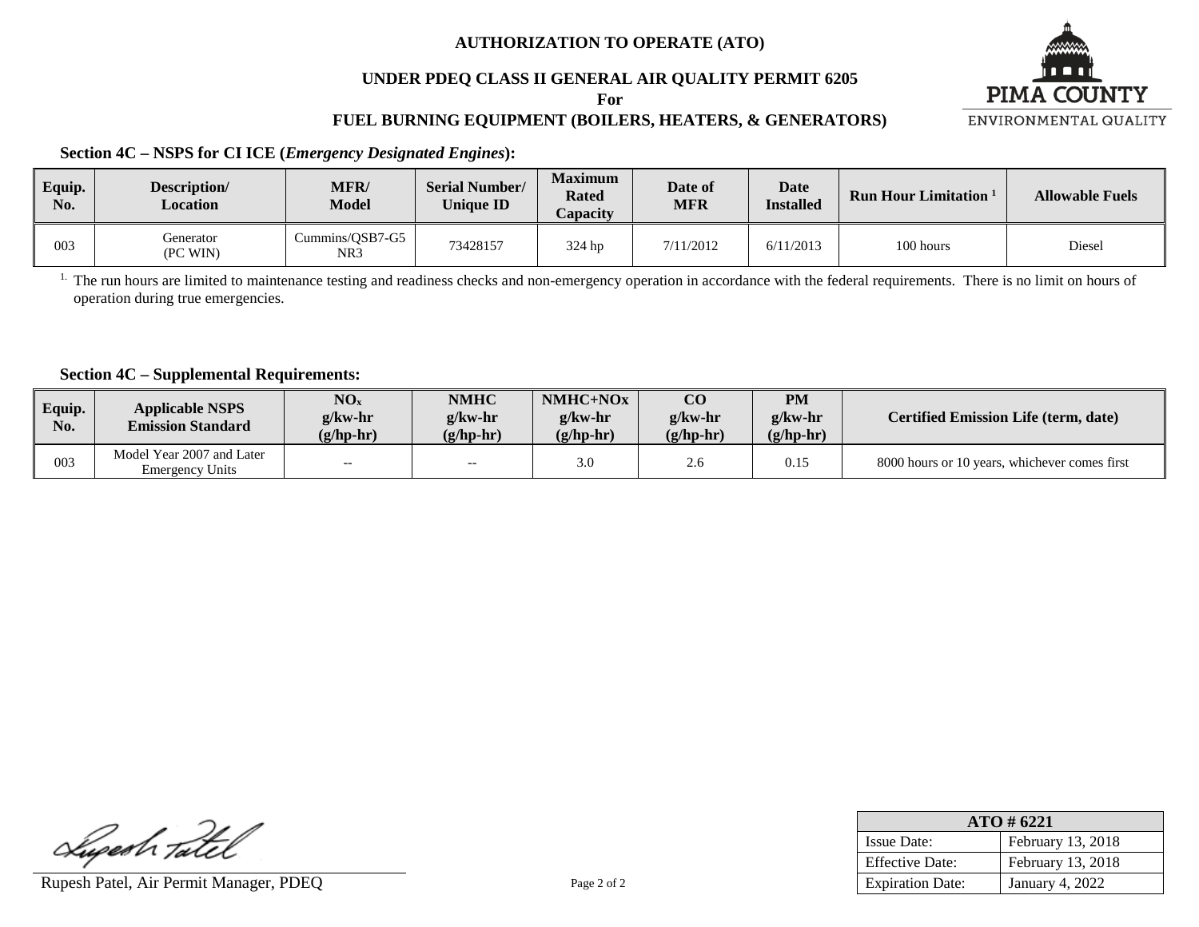**AUTHORIZATION TO OPERATE (ATO)**

**UNDER PDEQ CLASS II GENERAL AIR QUALITY PERMIT 6205**

**For**

**FUEL BURNING EQUIPMENT (BOILERS, HEATERS, & GENERATORS)**

PIMA COUNTY
ENVIRONMENTAL QUALITY

### Section 4C – NSPS for CI ICE (*Emergency Designated Engines*):

| Equip. No. | Description/ Location | MFR/ Model | Serial Number/ Unique ID | Maximum Rated Capacity | Date of MFR | Date Installed | Run Hour Limitation [1] | Allowable Fuels |
|---|---|---|---|---|---|---|---|---|
| 003 | Generator (PC WIN) | Cummins/QSB7-G5 NR3 | 73428157 | 324 hp | 7/11/2012 | 6/11/2013 | 100 hours | Diesel |

[1] The run hours are limited to maintenance testing and readiness checks and non-emergency operation in accordance with the federal requirements. There is no limit on hours of operation during true emergencies.

### Section 4C – Supplemental Requirements:

| Equip. No. | Applicable NSPS Emission Standard | $NO_x$ g/kw-hr (g/hp-hr) | NMHC g/kw-hr (g/hp-hr) | NMHC+NOx g/kw-hr (g/hp-hr) | CO g/kw-hr (g/hp-hr) | PM g/kw-hr (g/hp-hr) | Certified Emission Life (term, date) |
|---|---|---|---|---|---|---|---|
| 003 | Model Year 2007 and Later Emergency Units | -- | -- | 3.0 | 2.6 | 0.15 | 8000 hours or 10 years, whichever comes first |

Rupesh Patel, Air Permit Manager, PDEQ

| ATO # 6221 | |
|---|---|
| Issue Date: | February 13, 2018 |
| Effective Date: | February 13, 2018 |
| Expiration Date: | January 4, 2022 |